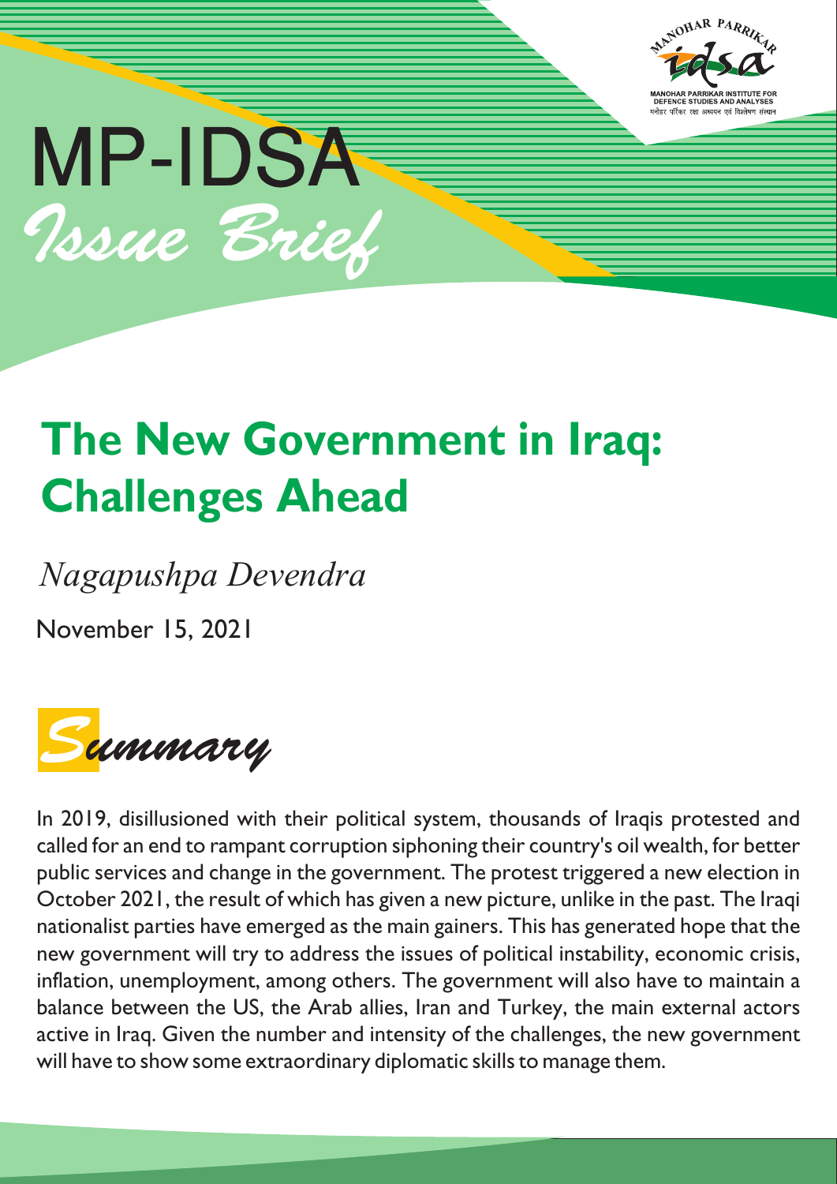MP-IDSA

*Issue Brief*

# The New Government in Iraq: Challenges Ahead

*Nagapushpa Devendra*

November 15, 2021

## *Summary*

In 2019, disillusioned with their political system, thousands of Iraqis protested and called for an end to rampant corruption siphoning their country's oil wealth, for better public services and change in the government. The protest triggered a new election in October 2021, the result of which has given a new picture, unlike in the past. The Iraqi nationalist parties have emerged as the main gainers. This has generated hope that the new government will try to address the issues of political instability, economic crisis, inflation, unemployment, among others. The government will also have to maintain a balance between the US, the Arab allies, Iran and Turkey, the main external actors active in Iraq. Given the number and intensity of the challenges, the new government will have to show some extraordinary diplomatic skills to manage them.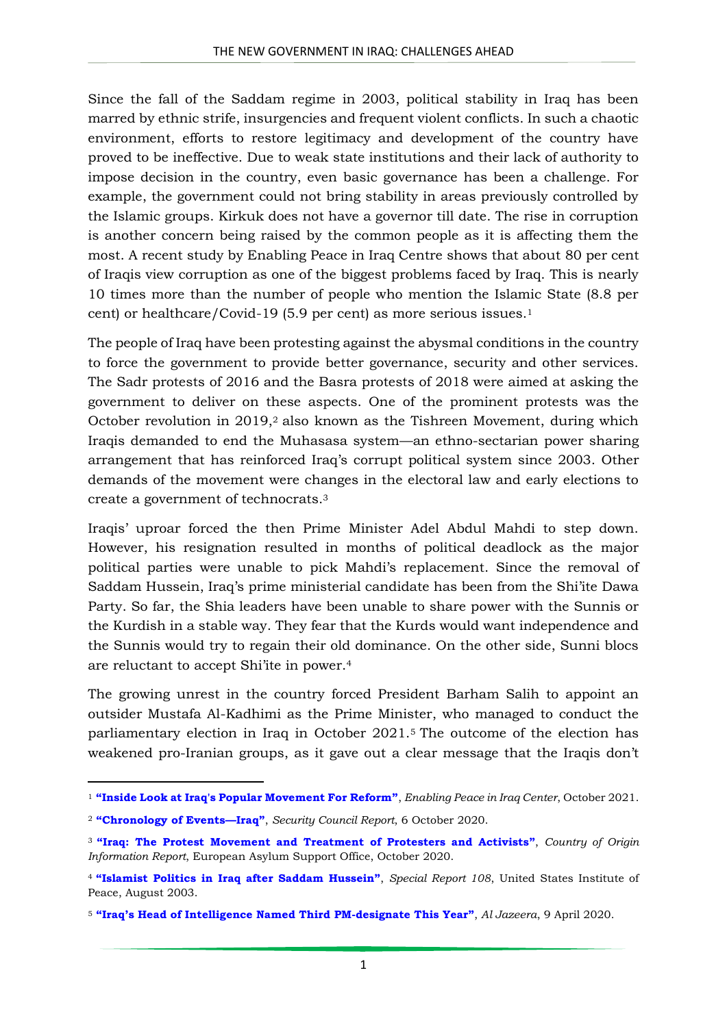Since the fall of the Saddam regime in 2003, political stability in Iraq has been marred by ethnic strife, insurgencies and frequent violent conflicts. In such a chaotic environment, efforts to restore legitimacy and development of the country have proved to be ineffective. Due to weak state institutions and their lack of authority to impose decision in the country, even basic governance has been a challenge. For example, the government could not bring stability in areas previously controlled by the Islamic groups. Kirkuk does not have a governor till date. The rise in corruption is another concern being raised by the common people as it is affecting them the most. A recent study by Enabling Peace in Iraq Centre shows that about 80 per cent of Iraqis view corruption as one of the biggest problems faced by Iraq. This is nearly 10 times more than the number of people who mention the Islamic State (8.8 per cent) or healthcare/Covid-19 (5.9 per cent) as more serious issues.[1]

The people of Iraq have been protesting against the abysmal conditions in the country to force the government to provide better governance, security and other services. The Sadr protests of 2016 and the Basra protests of 2018 were aimed at asking the government to deliver on these aspects. One of the prominent protests was the October revolution in 2019,[2] also known as the Tishreen Movement, during which Iraqis demanded to end the Muhasasa system—an ethno-sectarian power sharing arrangement that has reinforced Iraq's corrupt political system since 2003. Other demands of the movement were changes in the electoral law and early elections to create a government of technocrats.[3]

Iraqis' uproar forced the then Prime Minister Adel Abdul Mahdi to step down. However, his resignation resulted in months of political deadlock as the major political parties were unable to pick Mahdi's replacement. Since the removal of Saddam Hussein, Iraq's prime ministerial candidate has been from the Shi'ite Dawa Party. So far, the Shia leaders have been unable to share power with the Sunnis or the Kurdish in a stable way. They fear that the Kurds would want independence and the Sunnis would try to regain their old dominance. On the other side, Sunni blocs are reluctant to accept Shi'ite in power.[4]

The growing unrest in the country forced President Barham Salih to appoint an outsider Mustafa Al-Kadhimi as the Prime Minister, who managed to conduct the parliamentary election in Iraq in October 2021.[5] The outcome of the election has weakened pro-Iranian groups, as it gave out a clear message that the Iraqis don't

---

[1] **"Inside Look at Iraq's Popular Movement For Reform"**, *Enabling Peace in Iraq Center*, October 2021.

[2] **"Chronology of Events—Iraq"**, *Security Council Report*, 6 October 2020.

[3] **"Iraq: The Protest Movement and Treatment of Protesters and Activists"**, *Country of Origin Information Report*, European Asylum Support Office, October 2020.

[4] **"Islamist Politics in Iraq after Saddam Hussein"**, *Special Report 108*, United States Institute of Peace, August 2003.

[5] **"Iraq's Head of Intelligence Named Third PM-designate This Year"**, *Al Jazeera*, 9 April 2020.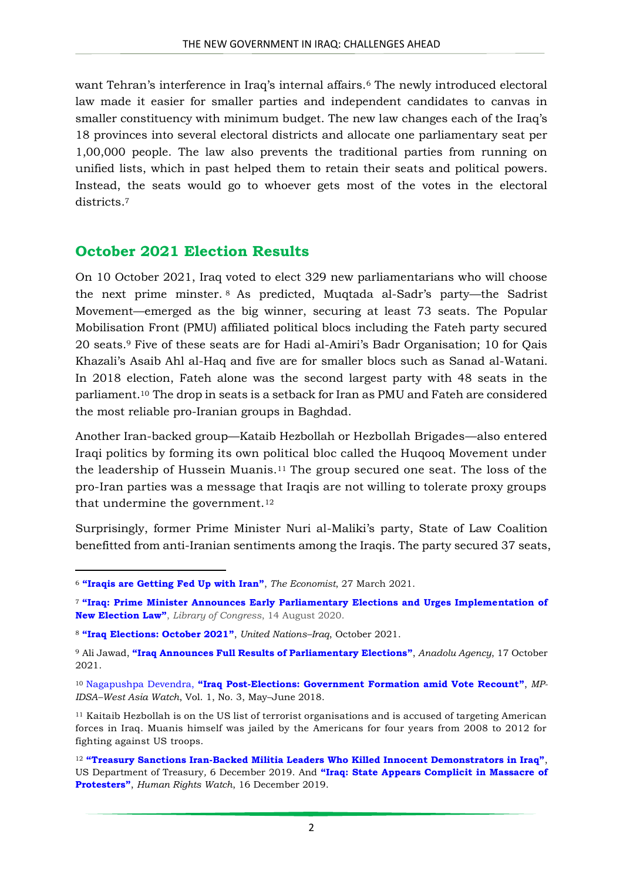want Tehran's interference in Iraq's internal affairs.[6] The newly introduced electoral law made it easier for smaller parties and independent candidates to canvas in smaller constituency with minimum budget. The new law changes each of the Iraq's 18 provinces into several electoral districts and allocate one parliamentary seat per 1,00,000 people. The law also prevents the traditional parties from running on unified lists, which in past helped them to retain their seats and political powers. Instead, the seats would go to whoever gets most of the votes in the electoral districts.[7]

## October 2021 Election Results

On 10 October 2021, Iraq voted to elect 329 new parliamentarians who will choose the next prime minster.[8] As predicted, Muqtada al-Sadr's party—the Sadrist Movement—emerged as the big winner, securing at least 73 seats. The Popular Mobilisation Front (PMU) affiliated political blocs including the Fateh party secured 20 seats.[9] Five of these seats are for Hadi al-Amiri's Badr Organisation; 10 for Qais Khazali's Asaib Ahl al-Haq and five are for smaller blocs such as Sanad al-Watani. In 2018 election, Fateh alone was the second largest party with 48 seats in the parliament.[10] The drop in seats is a setback for Iran as PMU and Fateh are considered the most reliable pro-Iranian groups in Baghdad.

Another Iran-backed group—Kataib Hezbollah or Hezbollah Brigades—also entered Iraqi politics by forming its own political bloc called the Huqooq Movement under the leadership of Hussein Muanis.[11] The group secured one seat. The loss of the pro-Iran parties was a message that Iraqis are not willing to tolerate proxy groups that undermine the government.[12]

Surprisingly, former Prime Minister Nuri al-Maliki's party, State of Law Coalition benefitted from anti-Iranian sentiments among the Iraqis. The party secured 37 seats,

---

[6] **"Iraqis are Getting Fed Up with Iran"**, *The Economist*, 27 March 2021.

[7] **"Iraq: Prime Minister Announces Early Parliamentary Elections and Urges Implementation of New Election Law"**, *Library of Congress*, 14 August 2020.

[8] **"Iraq Elections: October 2021"**, *United Nations–Iraq*, October 2021.

[9] Ali Jawad, **"Iraq Announces Full Results of Parliamentary Elections"**, *Anadolu Agency*, 17 October 2021.

[10] Nagapushpa Devendra, **"Iraq Post-Elections: Government Formation amid Vote Recount"**, *MP-IDSA–West Asia Watch*, Vol. 1, No. 3, May–June 2018.

[11] Kaitaib Hezbollah is on the US list of terrorist organisations and is accused of targeting American forces in Iraq. Muanis himself was jailed by the Americans for four years from 2008 to 2012 for fighting against US troops.

[12] **"Treasury Sanctions Iran-Backed Militia Leaders Who Killed Innocent Demonstrators in Iraq"**, US Department of Treasury, 6 December 2019. And **"Iraq: State Appears Complicit in Massacre of Protesters"**, *Human Rights Watch*, 16 December 2019.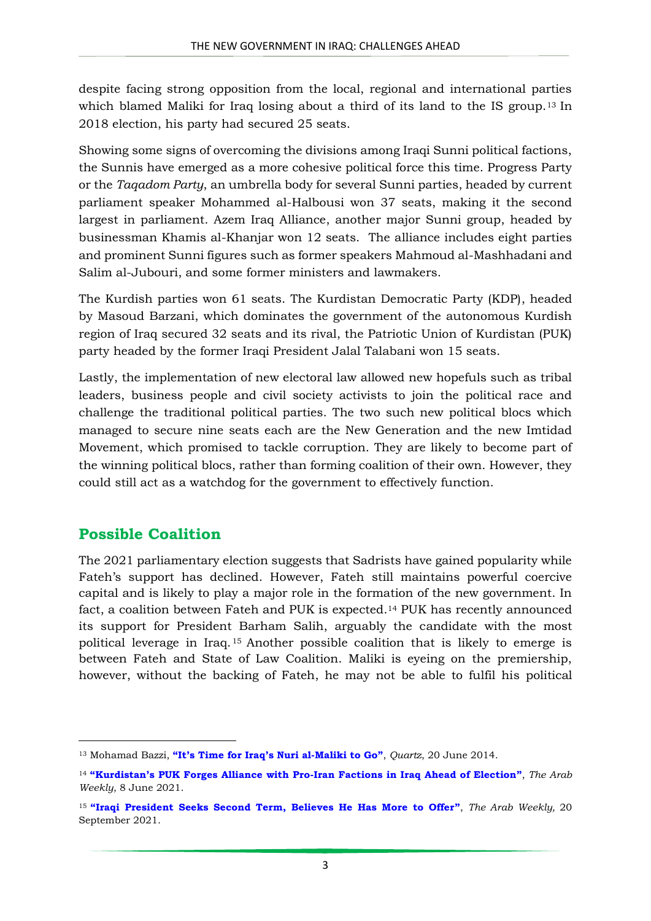despite facing strong opposition from the local, regional and international parties which blamed Maliki for Iraq losing about a third of its land to the IS group.[13] In 2018 election, his party had secured 25 seats.

Showing some signs of overcoming the divisions among Iraqi Sunni political factions, the Sunnis have emerged as a more cohesive political force this time. Progress Party or the *Taqadom Party*, an umbrella body for several Sunni parties, headed by current parliament speaker Mohammed al-Halbousi won 37 seats, making it the second largest in parliament. Azem Iraq Alliance, another major Sunni group, headed by businessman Khamis al-Khanjar won 12 seats. The alliance includes eight parties and prominent Sunni figures such as former speakers Mahmoud al-Mashhadani and Salim al-Jubouri, and some former ministers and lawmakers.

The Kurdish parties won 61 seats. The Kurdistan Democratic Party (KDP), headed by Masoud Barzani, which dominates the government of the autonomous Kurdish region of Iraq secured 32 seats and its rival, the Patriotic Union of Kurdistan (PUK) party headed by the former Iraqi President Jalal Talabani won 15 seats.

Lastly, the implementation of new electoral law allowed new hopefuls such as tribal leaders, business people and civil society activists to join the political race and challenge the traditional political parties. The two such new political blocs which managed to secure nine seats each are the New Generation and the new Imtidad Movement, which promised to tackle corruption. They are likely to become part of the winning political blocs, rather than forming coalition of their own. However, they could still act as a watchdog for the government to effectively function.

## Possible Coalition

The 2021 parliamentary election suggests that Sadrists have gained popularity while Fateh's support has declined. However, Fateh still maintains powerful coercive capital and is likely to play a major role in the formation of the new government. In fact, a coalition between Fateh and PUK is expected.[14] PUK has recently announced its support for President Barham Salih, arguably the candidate with the most political leverage in Iraq.[15] Another possible coalition that is likely to emerge is between Fateh and State of Law Coalition. Maliki is eyeing on the premiership, however, without the backing of Fateh, he may not be able to fulfil his political

---

[13] Mohamad Bazzi, **"It's Time for Iraq's Nuri al-Maliki to Go"**, *Quartz*, 20 June 2014.

[14] **"Kurdistan's PUK Forges Alliance with Pro-Iran Factions in Iraq Ahead of Election"**, *The Arab Weekly*, 8 June 2021.

[15] **"Iraqi President Seeks Second Term, Believes He Has More to Offer"**, *The Arab Weekly,* 20 September 2021.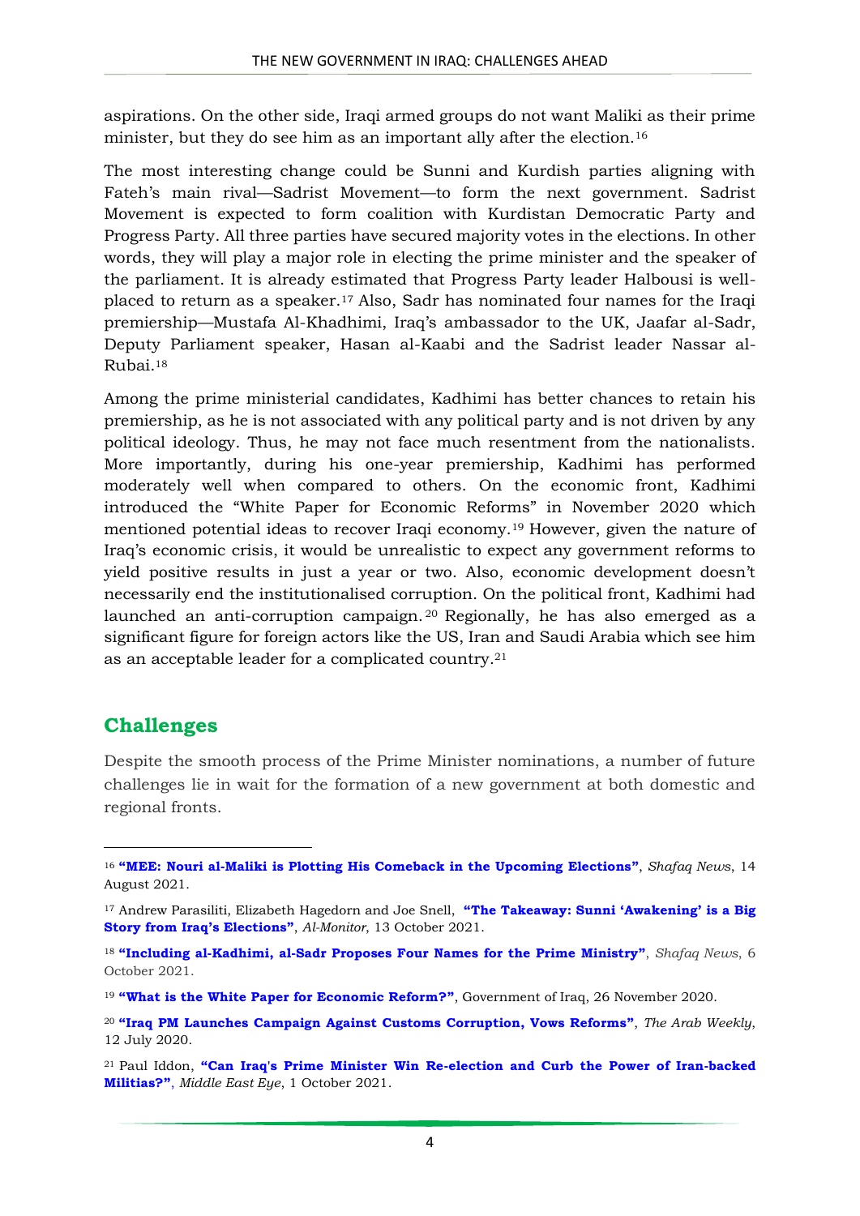aspirations. On the other side, Iraqi armed groups do not want Maliki as their prime minister, but they do see him as an important ally after the election.[16]

The most interesting change could be Sunni and Kurdish parties aligning with Fateh's main rival—Sadrist Movement—to form the next government. Sadrist Movement is expected to form coalition with Kurdistan Democratic Party and Progress Party. All three parties have secured majority votes in the elections. In other words, they will play a major role in electing the prime minister and the speaker of the parliament. It is already estimated that Progress Party leader Halbousi is well-placed to return as a speaker.[17] Also, Sadr has nominated four names for the Iraqi premiership—Mustafa Al-Khadhimi, Iraq's ambassador to the UK, Jaafar al-Sadr, Deputy Parliament speaker, Hasan al-Kaabi and the Sadrist leader Nassar al-Rubai.[18]

Among the prime ministerial candidates, Kadhimi has better chances to retain his premiership, as he is not associated with any political party and is not driven by any political ideology. Thus, he may not face much resentment from the nationalists. More importantly, during his one-year premiership, Kadhimi has performed moderately well when compared to others. On the economic front, Kadhimi introduced the "White Paper for Economic Reforms" in November 2020 which mentioned potential ideas to recover Iraqi economy.[19] However, given the nature of Iraq's economic crisis, it would be unrealistic to expect any government reforms to yield positive results in just a year or two. Also, economic development doesn't necessarily end the institutionalised corruption. On the political front, Kadhimi had launched an anti-corruption campaign.[20] Regionally, he has also emerged as a significant figure for foreign actors like the US, Iran and Saudi Arabia which see him as an acceptable leader for a complicated country.[21]

## Challenges

Despite the smooth process of the Prime Minister nominations, a number of future challenges lie in wait for the formation of a new government at both domestic and regional fronts.

---

[16] **"MEE: Nouri al-Maliki is Plotting His Comeback in the Upcoming Elections"**, *Shafaq News*, 14 August 2021.

[17] Andrew Parasiliti, Elizabeth Hagedorn and Joe Snell, **"The Takeaway: Sunni 'Awakening' is a Big Story from Iraq's Elections"**, *Al-Monitor*, 13 October 2021.

[18] **"Including al-Kadhimi, al-Sadr Proposes Four Names for the Prime Ministry"**, *Shafaq News*, 6 October 2021.

[19] **"What is the White Paper for Economic Reform?"**, Government of Iraq, 26 November 2020.

[20] **"Iraq PM Launches Campaign Against Customs Corruption, Vows Reforms"**, *The Arab Weekly*, 12 July 2020.

[21] Paul Iddon, **"Can Iraq's Prime Minister Win Re-election and Curb the Power of Iran-backed Militias?"**, *Middle East Eye*, 1 October 2021.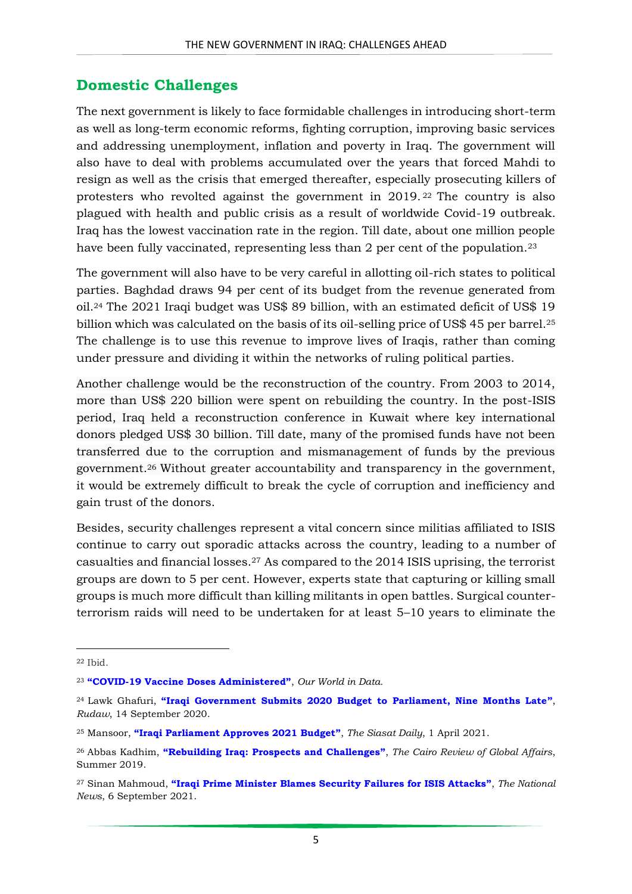## Domestic Challenges

The next government is likely to face formidable challenges in introducing short-term as well as long-term economic reforms, fighting corruption, improving basic services and addressing unemployment, inflation and poverty in Iraq. The government will also have to deal with problems accumulated over the years that forced Mahdi to resign as well as the crisis that emerged thereafter, especially prosecuting killers of protesters who revolted against the government in 2019.[22] The country is also plagued with health and public crisis as a result of worldwide Covid-19 outbreak. Iraq has the lowest vaccination rate in the region. Till date, about one million people have been fully vaccinated, representing less than 2 per cent of the population.[23]

The government will also have to be very careful in allotting oil-rich states to political parties. Baghdad draws 94 per cent of its budget from the revenue generated from oil.[24] The 2021 Iraqi budget was US$ 89 billion, with an estimated deficit of US$ 19 billion which was calculated on the basis of its oil-selling price of US$ 45 per barrel.[25] The challenge is to use this revenue to improve lives of Iraqis, rather than coming under pressure and dividing it within the networks of ruling political parties.

Another challenge would be the reconstruction of the country. From 2003 to 2014, more than US$ 220 billion were spent on rebuilding the country. In the post-ISIS period, Iraq held a reconstruction conference in Kuwait where key international donors pledged US$ 30 billion. Till date, many of the promised funds have not been transferred due to the corruption and mismanagement of funds by the previous government.[26] Without greater accountability and transparency in the government, it would be extremely difficult to break the cycle of corruption and inefficiency and gain trust of the donors.

Besides, security challenges represent a vital concern since militias affiliated to ISIS continue to carry out sporadic attacks across the country, leading to a number of casualties and financial losses.[27] As compared to the 2014 ISIS uprising, the terrorist groups are down to 5 per cent. However, experts state that capturing or killing small groups is much more difficult than killing militants in open battles. Surgical counter-terrorism raids will need to be undertaken for at least 5–10 years to eliminate the

---

[22] Ibid.

[23] **"COVID-19 Vaccine Doses Administered"**, *Our World in Data.*

[24] Lawk Ghafuri, **"Iraqi Government Submits 2020 Budget to Parliament, Nine Months Late"**, *Rudaw*, 14 September 2020.

[25] Mansoor, **"Iraqi Parliament Approves 2021 Budget"**, *The Siasat Daily*, 1 April 2021.

[26] Abbas Kadhim, **"Rebuilding Iraq: Prospects and Challenges"**, *The Cairo Review of Global Affairs*, Summer 2019.

[27] Sinan Mahmoud, **"Iraqi Prime Minister Blames Security Failures for ISIS Attacks"**, *The National News*, 6 September 2021.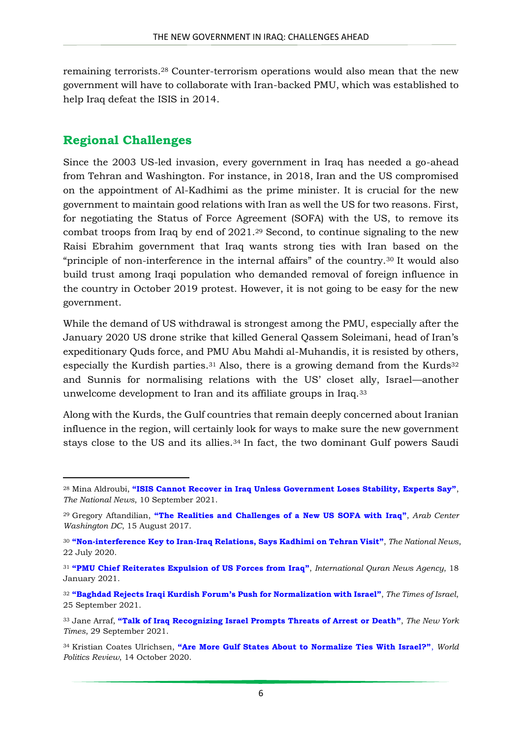remaining terrorists.[28] Counter-terrorism operations would also mean that the new government will have to collaborate with Iran-backed PMU, which was established to help Iraq defeat the ISIS in 2014.

## Regional Challenges

Since the 2003 US-led invasion, every government in Iraq has needed a go-ahead from Tehran and Washington. For instance, in 2018, Iran and the US compromised on the appointment of Al-Kadhimi as the prime minister. It is crucial for the new government to maintain good relations with Iran as well the US for two reasons. First, for negotiating the Status of Force Agreement (SOFA) with the US, to remove its combat troops from Iraq by end of 2021.[29] Second, to continue signaling to the new Raisi Ebrahim government that Iraq wants strong ties with Iran based on the "principle of non-interference in the internal affairs" of the country.[30] It would also build trust among Iraqi population who demanded removal of foreign influence in the country in October 2019 protest. However, it is not going to be easy for the new government.

While the demand of US withdrawal is strongest among the PMU, especially after the January 2020 US drone strike that killed General Qassem Soleimani, head of Iran's expeditionary Quds force, and PMU Abu Mahdi al-Muhandis, it is resisted by others, especially the Kurdish parties.[31] Also, there is a growing demand from the Kurds[32] and Sunnis for normalising relations with the US' closet ally, Israel—another unwelcome development to Iran and its affiliate groups in Iraq.[33]

Along with the Kurds, the Gulf countries that remain deeply concerned about Iranian influence in the region, will certainly look for ways to make sure the new government stays close to the US and its allies.[34] In fact, the two dominant Gulf powers Saudi

---

[28] Mina Aldroubi, **"ISIS Cannot Recover in Iraq Unless Government Loses Stability, Experts Say"**, *The National News*, 10 September 2021.

[29] Gregory Aftandilian, **"The Realities and Challenges of a New US SOFA with Iraq"**, *Arab Center Washington DC*, 15 August 2017.

[30] **"Non-interference Key to Iran-Iraq Relations, Says Kadhimi on Tehran Visit"**, *The National News*, 22 July 2020.

[31] **"PMU Chief Reiterates Expulsion of US Forces from Iraq"**, *International Quran News Agency*, 18 January 2021.

[32] **"Baghdad Rejects Iraqi Kurdish Forum's Push for Normalization with Israel"**, *The Times of Israel*, 25 September 2021.

[33] Jane Arraf, **"Talk of Iraq Recognizing Israel Prompts Threats of Arrest or Death"**, *The New York Times*, 29 September 2021.

[34] Kristian Coates Ulrichsen, **"Are More Gulf States About to Normalize Ties With Israel?"**, *World Politics Review*, 14 October 2020.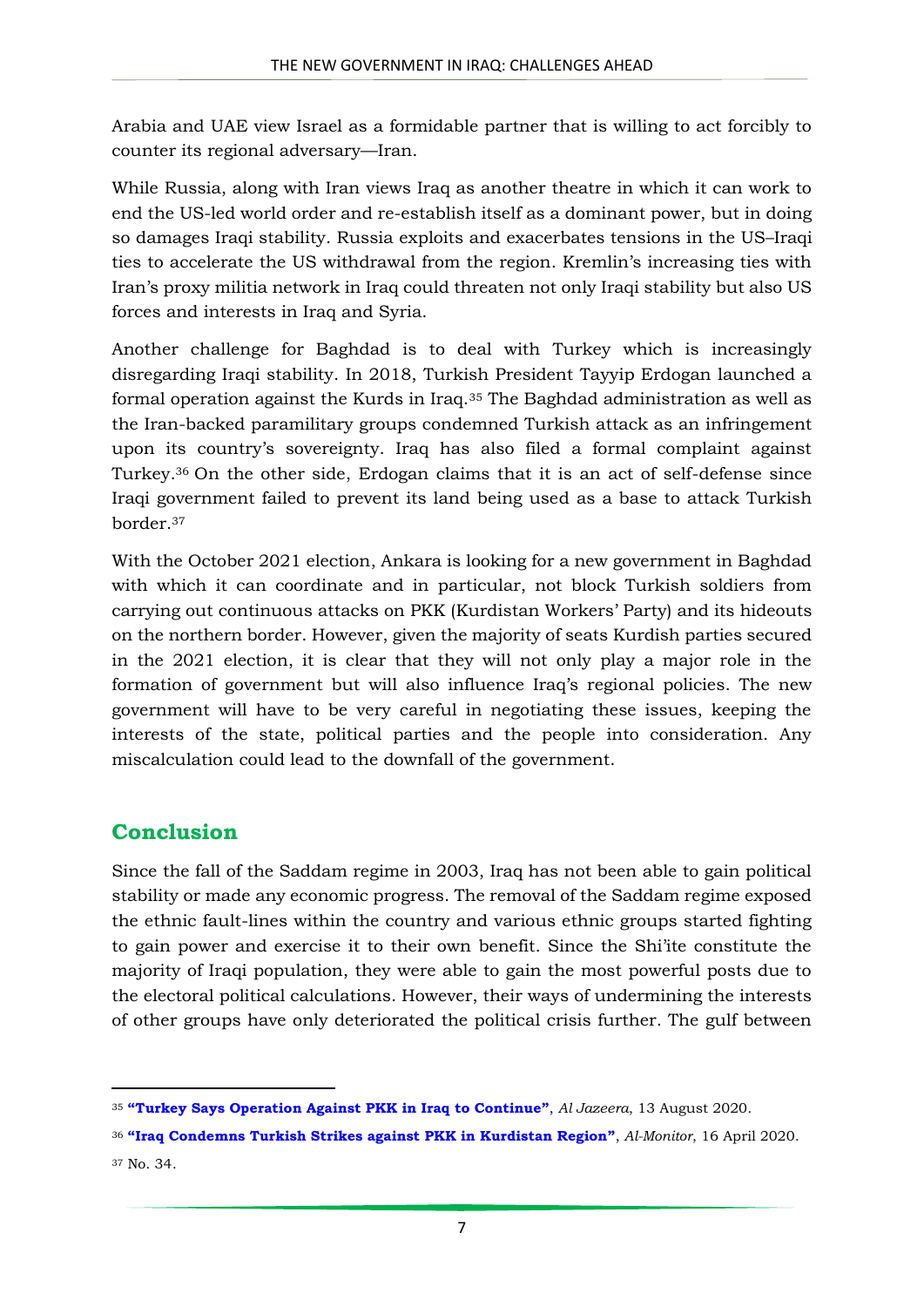Arabia and UAE view Israel as a formidable partner that is willing to act forcibly to counter its regional adversary—Iran.

While Russia, along with Iran views Iraq as another theatre in which it can work to end the US-led world order and re-establish itself as a dominant power, but in doing so damages Iraqi stability. Russia exploits and exacerbates tensions in the US–Iraqi ties to accelerate the US withdrawal from the region. Kremlin's increasing ties with Iran's proxy militia network in Iraq could threaten not only Iraqi stability but also US forces and interests in Iraq and Syria.

Another challenge for Baghdad is to deal with Turkey which is increasingly disregarding Iraqi stability. In 2018, Turkish President Tayyip Erdogan launched a formal operation against the Kurds in Iraq.[35] The Baghdad administration as well as the Iran-backed paramilitary groups condemned Turkish attack as an infringement upon its country's sovereignty. Iraq has also filed a formal complaint against Turkey.[36] On the other side, Erdogan claims that it is an act of self-defense since Iraqi government failed to prevent its land being used as a base to attack Turkish border.[37]

With the October 2021 election, Ankara is looking for a new government in Baghdad with which it can coordinate and in particular, not block Turkish soldiers from carrying out continuous attacks on PKK (Kurdistan Workers' Party) and its hideouts on the northern border. However, given the majority of seats Kurdish parties secured in the 2021 election, it is clear that they will not only play a major role in the formation of government but will also influence Iraq's regional policies. The new government will have to be very careful in negotiating these issues, keeping the interests of the state, political parties and the people into consideration. Any miscalculation could lead to the downfall of the government.

## Conclusion

Since the fall of the Saddam regime in 2003, Iraq has not been able to gain political stability or made any economic progress. The removal of the Saddam regime exposed the ethnic fault-lines within the country and various ethnic groups started fighting to gain power and exercise it to their own benefit. Since the Shi'ite constitute the majority of Iraqi population, they were able to gain the most powerful posts due to the electoral political calculations. However, their ways of undermining the interests of other groups have only deteriorated the political crisis further. The gulf between

---

[35] **"Turkey Says Operation Against PKK in Iraq to Continue"**, *Al Jazeera*, 13 August 2020.

[36] **"Iraq Condemns Turkish Strikes against PKK in Kurdistan Region"**, *Al-Monitor,* 16 April 2020.

[37] No. 34.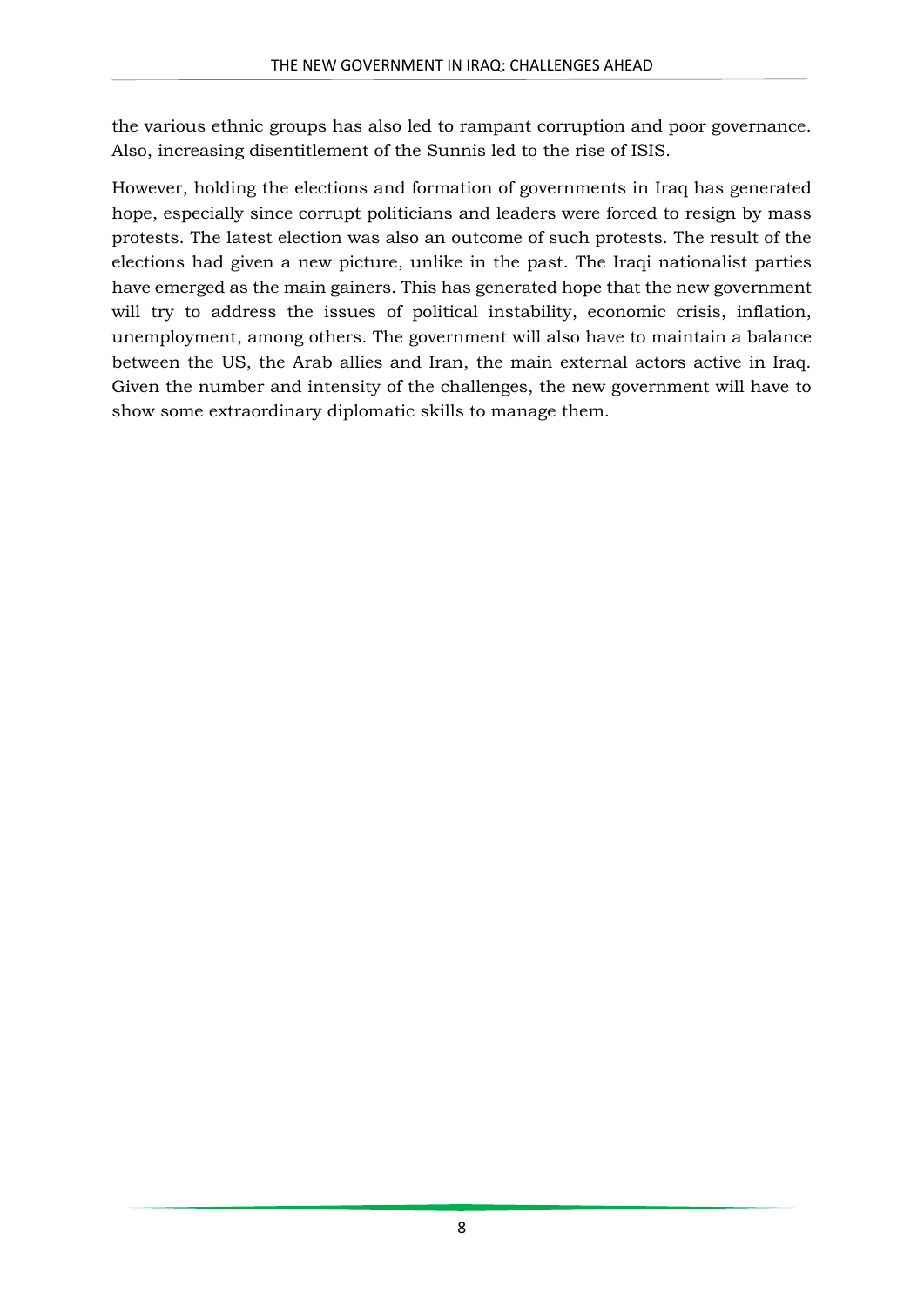the various ethnic groups has also led to rampant corruption and poor governance. Also, increasing disentitlement of the Sunnis led to the rise of ISIS.

However, holding the elections and formation of governments in Iraq has generated hope, especially since corrupt politicians and leaders were forced to resign by mass protests. The latest election was also an outcome of such protests. The result of the elections had given a new picture, unlike in the past. The Iraqi nationalist parties have emerged as the main gainers. This has generated hope that the new government will try to address the issues of political instability, economic crisis, inflation, unemployment, among others. The government will also have to maintain a balance between the US, the Arab allies and Iran, the main external actors active in Iraq. Given the number and intensity of the challenges, the new government will have to show some extraordinary diplomatic skills to manage them.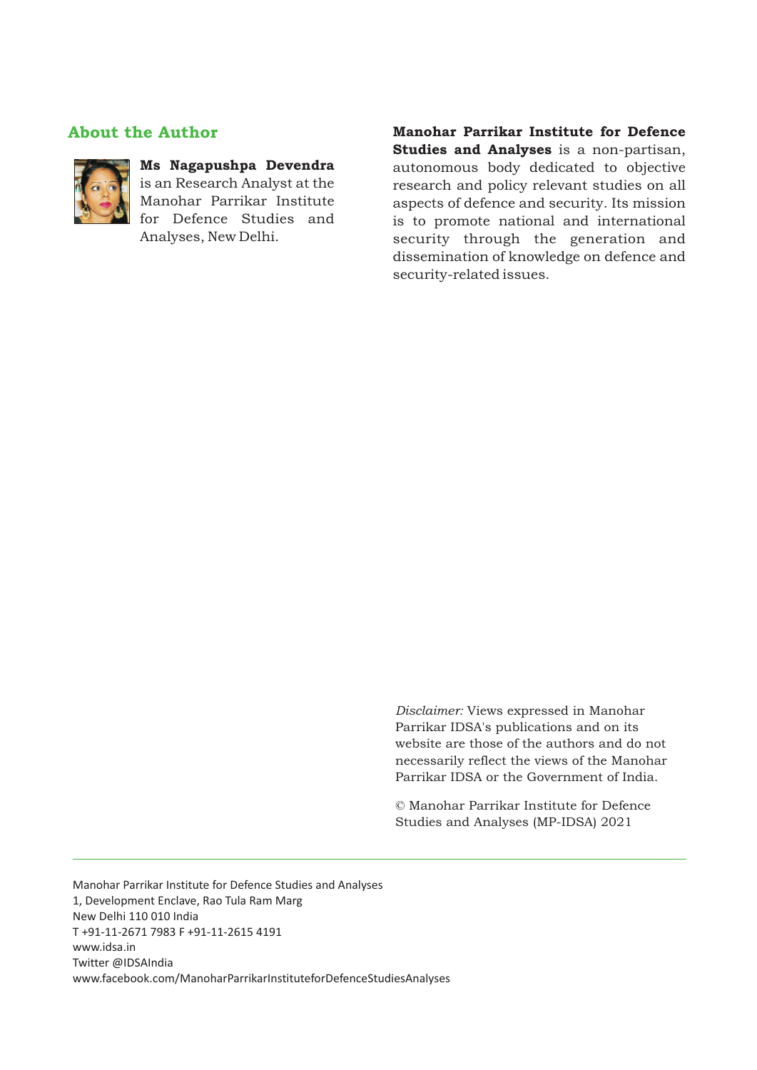## About the Author

**Ms Nagapushpa Devendra** is an Research Analyst at the Manohar Parrikar Institute for Defence Studies and Analyses, New Delhi.

**Manohar Parrikar Institute for Defence Studies and Analyses** is a non-partisan, autonomous body dedicated to objective research and policy relevant studies on all aspects of defence and security. Its mission is to promote national and international security through the generation and dissemination of knowledge on defence and security-related issues.

*Disclaimer:* Views expressed in Manohar Parrikar IDSA's publications and on its website are those of the authors and do not necessarily reflect the views of the Manohar Parrikar IDSA or the Government of India.

© Manohar Parrikar Institute for Defence Studies and Analyses (MP-IDSA) 2021

Manohar Parrikar Institute for Defence Studies and Analyses
1, Development Enclave, Rao Tula Ram Marg
New Delhi 110 010 India
T +91-11-2671 7983 F +91-11-2615 4191
www.idsa.in
Twitter @IDSAIndia
www.facebook.com/ManoharParrikarInstituteforDefenceStudiesAnalyses